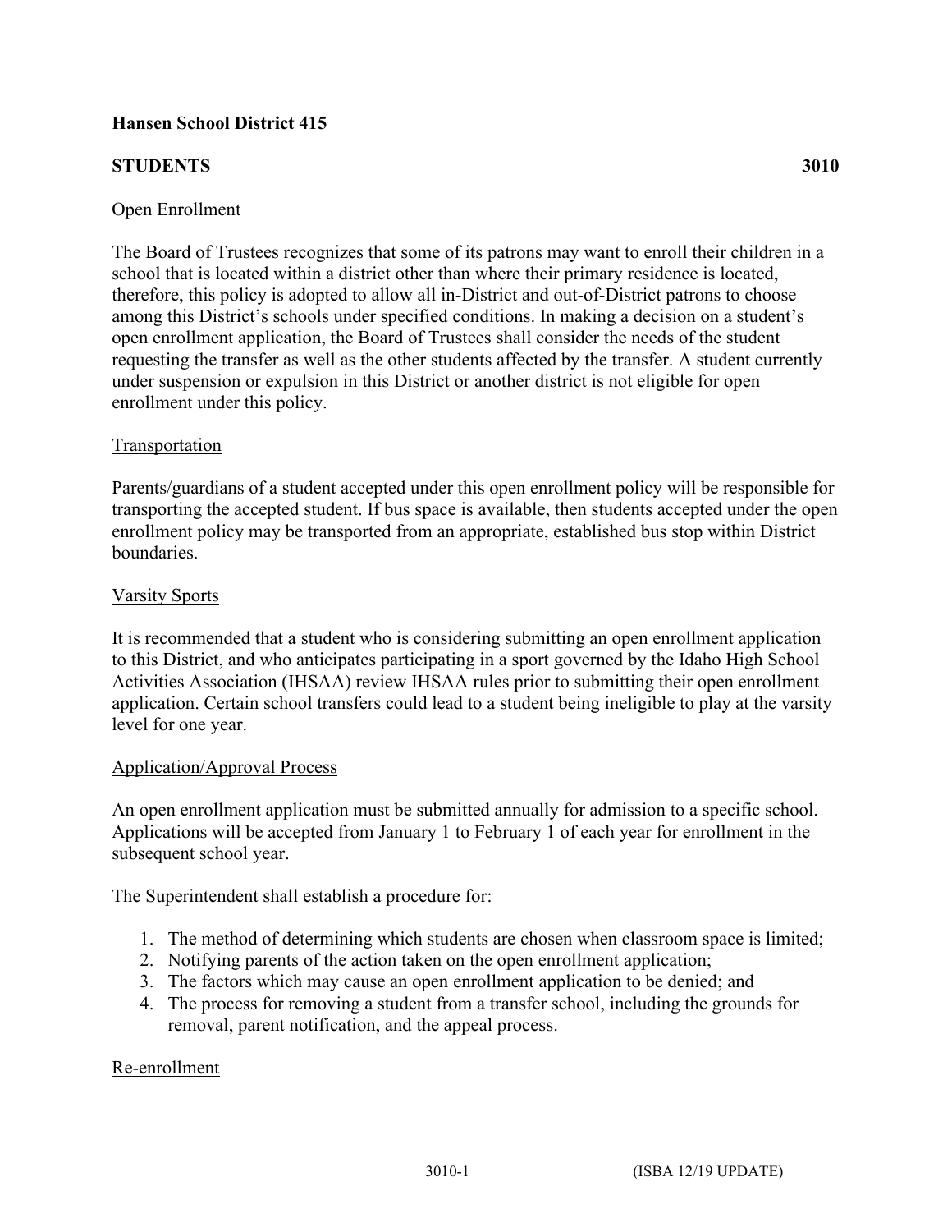**Hansen School District 415**

**STUDENTS** **3010**

Open Enrollment

The Board of Trustees recognizes that some of its patrons may want to enroll their children in a school that is located within a district other than where their primary residence is located, therefore, this policy is adopted to allow all in-District and out-of-District patrons to choose among this District's schools under specified conditions. In making a decision on a student's open enrollment application, the Board of Trustees shall consider the needs of the student requesting the transfer as well as the other students affected by the transfer. A student currently under suspension or expulsion in this District or another district is not eligible for open enrollment under this policy.

Transportation

Parents/guardians of a student accepted under this open enrollment policy will be responsible for transporting the accepted student. If bus space is available, then students accepted under the open enrollment policy may be transported from an appropriate, established bus stop within District boundaries.

Varsity Sports

It is recommended that a student who is considering submitting an open enrollment application to this District, and who anticipates participating in a sport governed by the Idaho High School Activities Association (IHSAA) review IHSAA rules prior to submitting their open enrollment application. Certain school transfers could lead to a student being ineligible to play at the varsity level for one year.

Application/Approval Process

An open enrollment application must be submitted annually for admission to a specific school. Applications will be accepted from January 1 to February 1 of each year for enrollment in the subsequent school year.

The Superintendent shall establish a procedure for:

1. The method of determining which students are chosen when classroom space is limited;
2. Notifying parents of the action taken on the open enrollment application;
3. The factors which may cause an open enrollment application to be denied; and
4. The process for removing a student from a transfer school, including the grounds for removal, parent notification, and the appeal process.

Re-enrollment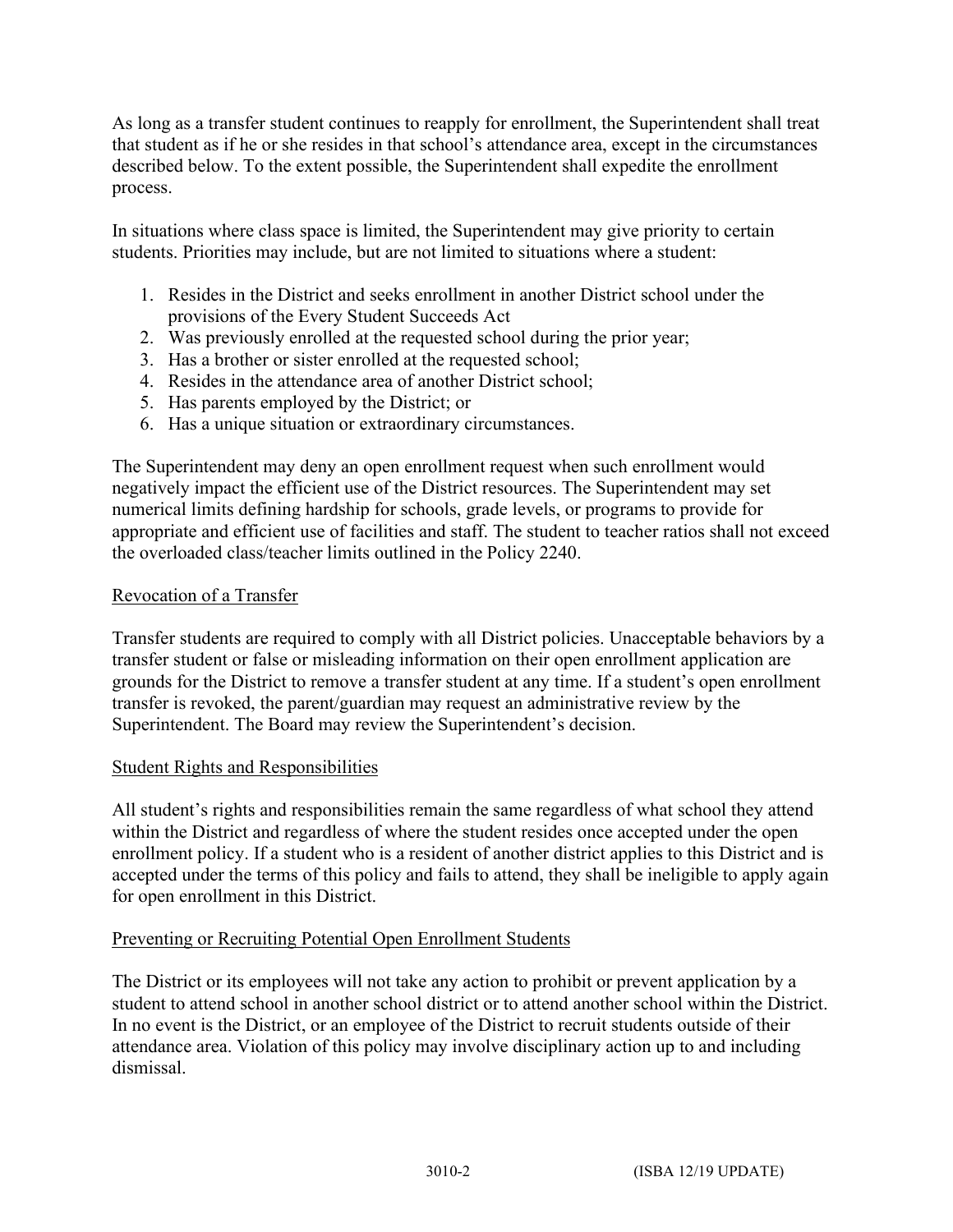As long as a transfer student continues to reapply for enrollment, the Superintendent shall treat that student as if he or she resides in that school's attendance area, except in the circumstances described below. To the extent possible, the Superintendent shall expedite the enrollment process.

In situations where class space is limited, the Superintendent may give priority to certain students. Priorities may include, but are not limited to situations where a student:

1. Resides in the District and seeks enrollment in another District school under the provisions of the Every Student Succeeds Act
2. Was previously enrolled at the requested school during the prior year;
3. Has a brother or sister enrolled at the requested school;
4. Resides in the attendance area of another District school;
5. Has parents employed by the District; or
6. Has a unique situation or extraordinary circumstances.

The Superintendent may deny an open enrollment request when such enrollment would negatively impact the efficient use of the District resources. The Superintendent may set numerical limits defining hardship for schools, grade levels, or programs to provide for appropriate and efficient use of facilities and staff. The student to teacher ratios shall not exceed the overloaded class/teacher limits outlined in the Policy 2240.

## Revocation of a Transfer

Transfer students are required to comply with all District policies. Unacceptable behaviors by a transfer student or false or misleading information on their open enrollment application are grounds for the District to remove a transfer student at any time. If a student's open enrollment transfer is revoked, the parent/guardian may request an administrative review by the Superintendent. The Board may review the Superintendent's decision.

## Student Rights and Responsibilities

All student's rights and responsibilities remain the same regardless of what school they attend within the District and regardless of where the student resides once accepted under the open enrollment policy. If a student who is a resident of another district applies to this District and is accepted under the terms of this policy and fails to attend, they shall be ineligible to apply again for open enrollment in this District.

## Preventing or Recruiting Potential Open Enrollment Students

The District or its employees will not take any action to prohibit or prevent application by a student to attend school in another school district or to attend another school within the District. In no event is the District, or an employee of the District to recruit students outside of their attendance area. Violation of this policy may involve disciplinary action up to and including dismissal.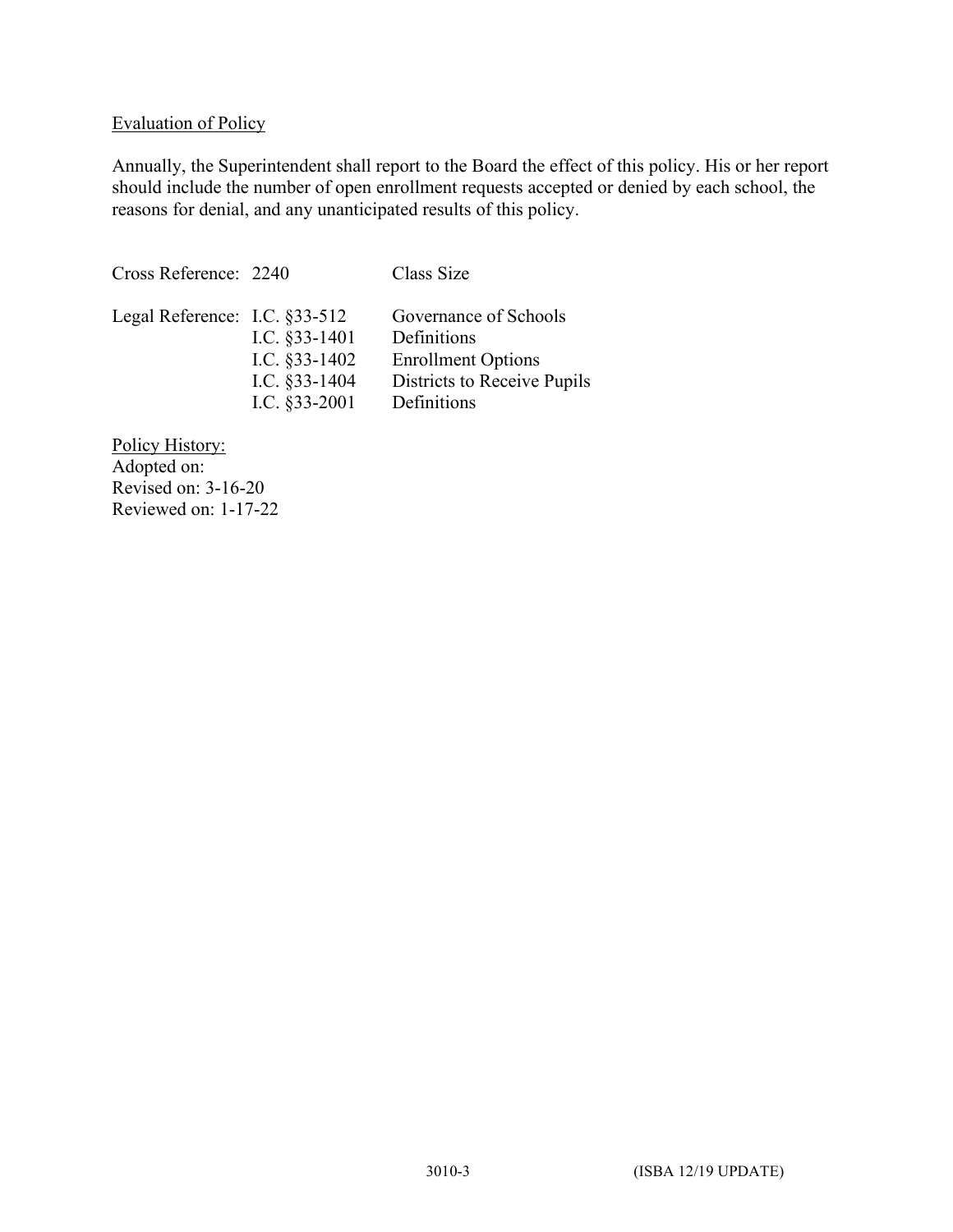Evaluation of Policy

Annually, the Superintendent shall report to the Board the effect of this policy. His or her report should include the number of open enrollment requests accepted or denied by each school, the reasons for denial, and any unanticipated results of this policy.

| | | |
|---|---|---|
| Cross Reference: | 2240 | Class Size |
| | | |
| Legal Reference: | I.C. §33-512 | Governance of Schools |
| | I.C. §33-1401 | Definitions |
| | I.C. §33-1402 | Enrollment Options |
| | I.C. §33-1404 | Districts to Receive Pupils |
| | I.C. §33-2001 | Definitions |

Policy History:
Adopted on:
Revised on: 3-16-20
Reviewed on: 1-17-22